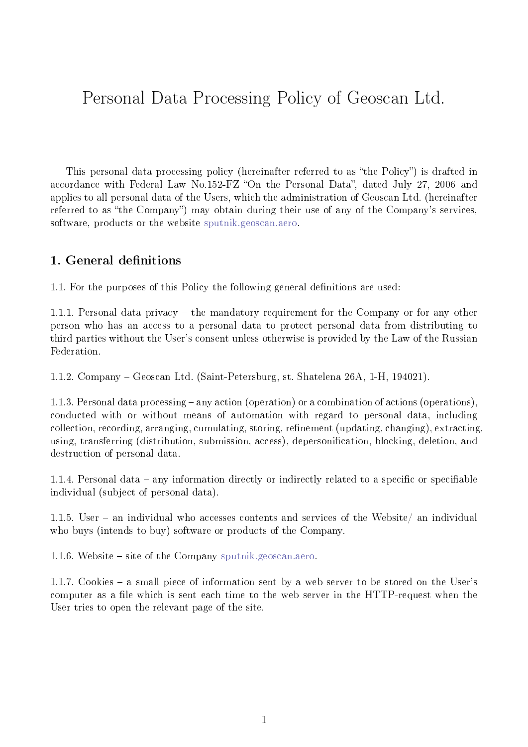# Personal Data Processing Policy of Geoscan Ltd.

This personal data processing policy (hereinafter referred to as "the Policy") is drafted in accordance with Federal Law No.152-FZ "On the Personal Data", dated July 27, 2006 and applies to all personal data of the Users, which the administration of Geoscan Ltd. (hereinafter referred to as "the Company") may obtain during their use of any of the Company's services, software, products or the website sputnik.geoscan.aero.

## 1. General definitions

1.1. For the purposes of this Policy the following general definitions are used:

1.1.1. Personal data privacy – the mandatory requirement for the Company or for any other person who has an access to a personal data to protect personal data from distributing to third parties without the User's consent unless otherwise is provided by the Law of the Russian Federation.

1.1.2. Company – Geoscan Ltd. (Saint-Petersburg, st. Shatelena 26A, 1-H, 194021).

1.1.3. Personal data processing – any action (operation) or a combination of actions (operations), conducted with or without means of automation with regard to personal data, including collection, recording, arranging, cumulating, storing, refinement (updating, changing), extracting, using, transferring (distribution, submission, access), depersonification, blocking, deletion, and destruction of personal data.

1.1.4. Personal data – any information directly or indirectly related to a specific or specifiable individual (subject of personal data).

1.1.5. User – an individual who accesses contents and services of the Website/ an individual who buys (intends to buy) software or products of the Company.

1.1.6. Website – site of the Company sputnik.geoscan.aero.

1.1.7. Cookies – a small piece of information sent by a web server to be stored on the User's computer as a file which is sent each time to the web server in the HTTP-request when the User tries to open the relevant page of the site.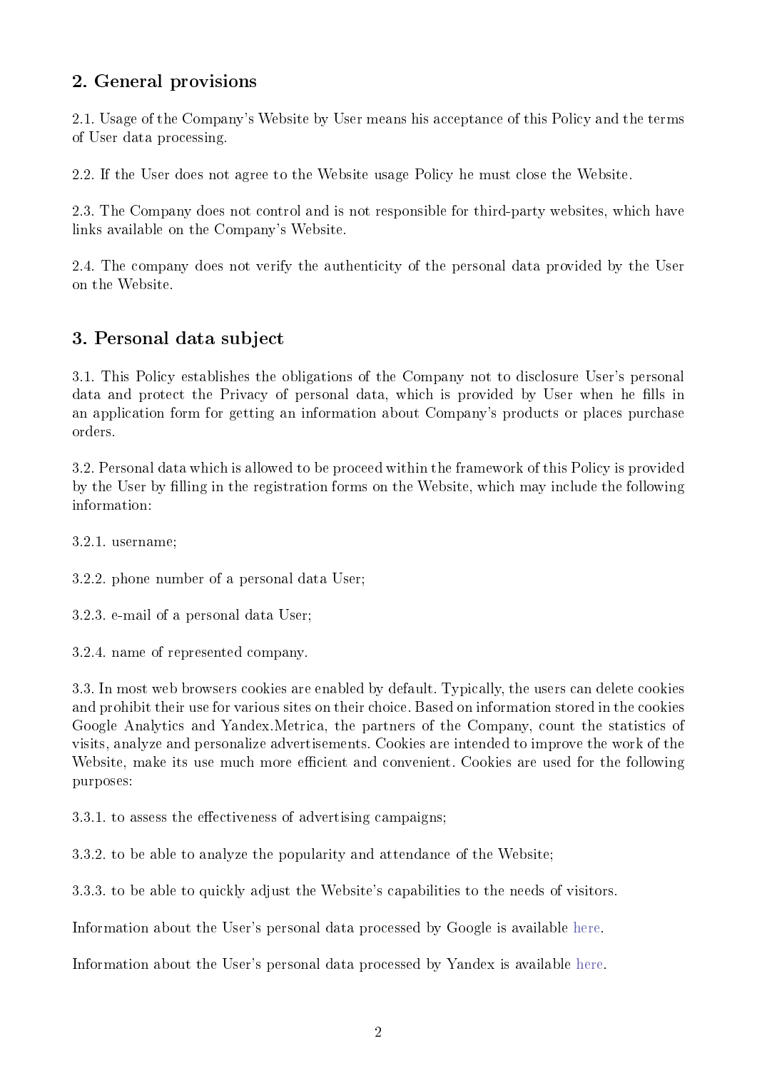## 2. General provisions

2.1. Usage of the Company's Website by User means his acceptance of this Policy and the terms of User data processing.

2.2. If the User does not agree to the Website usage Policy he must close the Website.

2.3. The Company does not control and is not responsible for third-party websites, which have links available on the Company's Website.

2.4. The company does not verify the authenticity of the personal data provided by the User on the Website.

## 3. Personal data subject

3.1. This Policy establishes the obligations of the Company not to disclosure User's personal data and protect the Privacy of personal data, which is provided by User when he fills in an application form for getting an information about Company's products or places purchase orders.

3.2. Personal data which is allowed to be proceed within the framework of this Policy is provided by the User by filling in the registration forms on the Website, which may include the following information:

3.2.1. username;

3.2.2. phone number of a personal data User;

3.2.3. e-mail of a personal data User;

3.2.4. name of represented company.

3.3. In most web browsers cookies are enabled by default. Typically, the users can delete cookies and prohibit their use for various sites on their choice. Based on information stored in the cookies Google Analytics and Yandex.Metrica, the partners of the Company, count the statistics of visits, analyze and personalize advertisements. Cookies are intended to improve the work of the Website, make its use much more efficient and convenient. Cookies are used for the following purposes:

3.3.1. to assess the effectiveness of advertising campaigns;

3.3.2. to be able to analyze the popularity and attendance of the Website;

3.3.3. to be able to quickly adjust the Website's capabilities to the needs of visitors.

Information about the User's personal data processed by Google is available here.

Information about the User's personal data processed by Yandex is available here.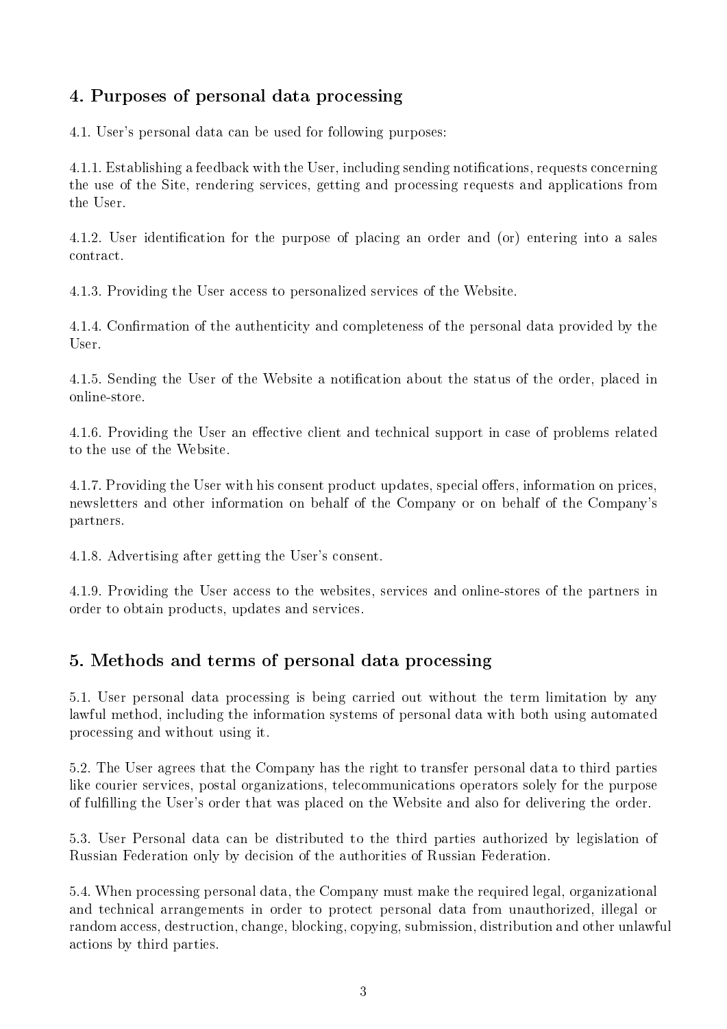## 4. Purposes of personal data processing

4.1. User's personal data can be used for following purposes:

4.1.1. Establishing a feedback with the User, including sending notifications, requests concerning the use of the Site, rendering services, getting and processing requests and applications from the User.

4.1.2. User identification for the purpose of placing an order and (or) entering into a sales contract.

4.1.3. Providing the User access to personalized services of the Website.

4.1.4. Confirmation of the authenticity and completeness of the personal data provided by the User.

4.1.5. Sending the User of the Website a notification about the status of the order, placed in online-store.

4.1.6. Providing the User an effective client and technical support in case of problems related to the use of the Website.

4.1.7. Providing the User with his consent product updates, special offers, information on prices, newsletters and other information on behalf of the Company or on behalf of the Company's partners.

4.1.8. Advertising after getting the User's consent.

4.1.9. Providing the User access to the websites, services and online-stores of the partners in order to obtain products, updates and services.

## 5. Methods and terms of personal data processing

5.1. User personal data processing is being carried out without the term limitation by any lawful method, including the information systems of personal data with both using automated processing and without using it.

5.2. The User agrees that the Company has the right to transfer personal data to third parties like courier services, postal organizations, telecommunications operators solely for the purpose of fulfilling the User's order that was placed on the Website and also for delivering the order.

5.3. User Personal data can be distributed to the third parties authorized by legislation of Russian Federation only by decision of the authorities of Russian Federation.

5.4. When processing personal data, the Company must make the required legal, organizational and technical arrangements in order to protect personal data from unauthorized, illegal or random access, destruction, change, blocking, copying, submission, distribution and other unlawful actions by third parties.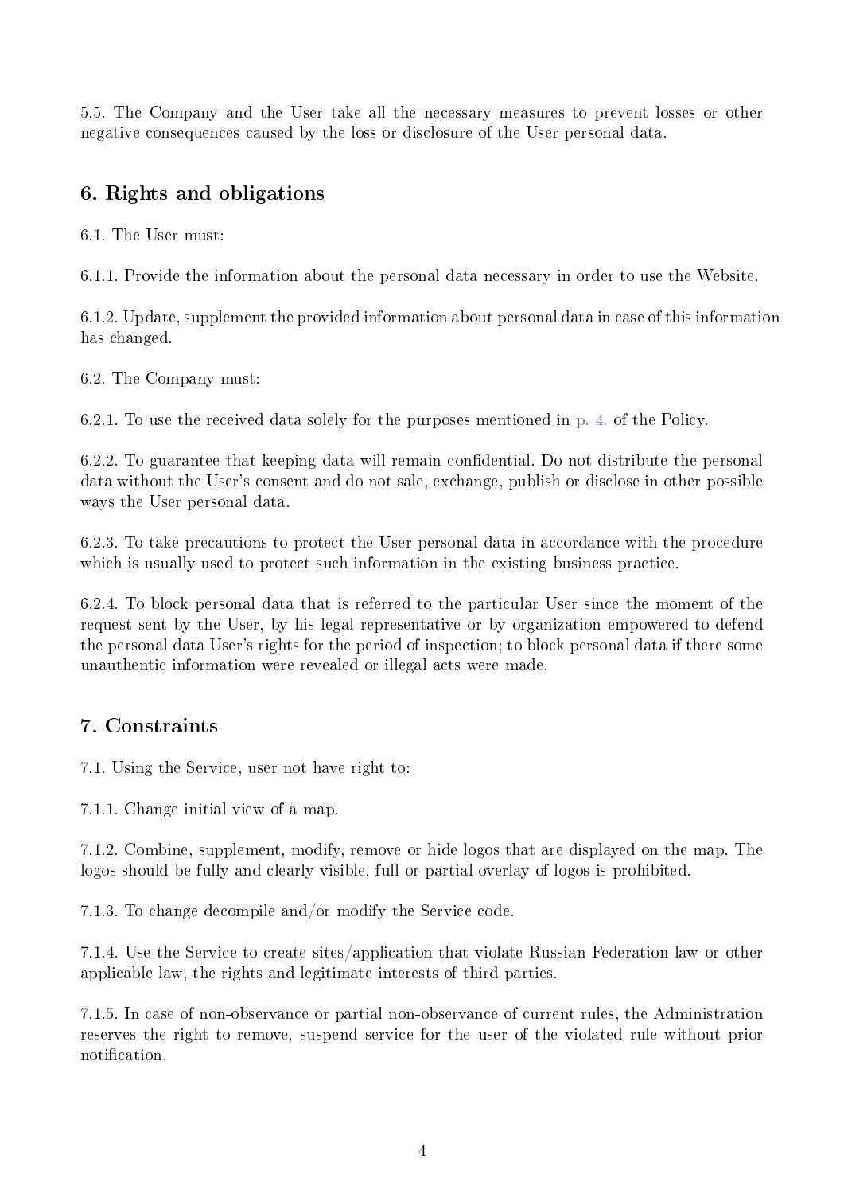5.5. The Company and the User take all the necessary measures to prevent losses or other negative consequences caused by the loss or disclosure of the User personal data.

## 6. Rights and obligations

6.1. The User must:

6.1.1. Provide the information about the personal data necessary in order to use the Website.

6.1.2. Update, supplement the provided information about personal data in case of this information has changed.

6.2. The Company must:

6.2.1. To use the received data solely for the purposes mentioned in p. 4. of the Policy.

6.2.2. To guarantee that keeping data will remain confidential. Do not distribute the personal data without the User's consent and do not sale, exchange, publish or disclose in other possible ways the User personal data.

6.2.3. To take precautions to protect the User personal data in accordance with the procedure which is usually used to protect such information in the existing business practice.

6.2.4. To block personal data that is referred to the particular User since the moment of the request sent by the User, by his legal representative or by organization empowered to defend the personal data User's rights for the period of inspection; to block personal data if there some unauthentic information were revealed or illegal acts were made.

## 7. Constraints

7.1. Using the Service, user not have right to:

7.1.1. Change initial view of a map.

7.1.2. Combine, supplement, modify, remove or hide logos that are displayed on the map. The logos should be fully and clearly visible, full or partial overlay of logos is prohibited.

7.1.3. To change decompile and/or modify the Service code.

7.1.4. Use the Service to create sites/application that violate Russian Federation law or other applicable law, the rights and legitimate interests of third parties.

7.1.5. In case of non-observance or partial non-observance of current rules, the Administration reserves the right to remove, suspend service for the user of the violated rule without prior notification.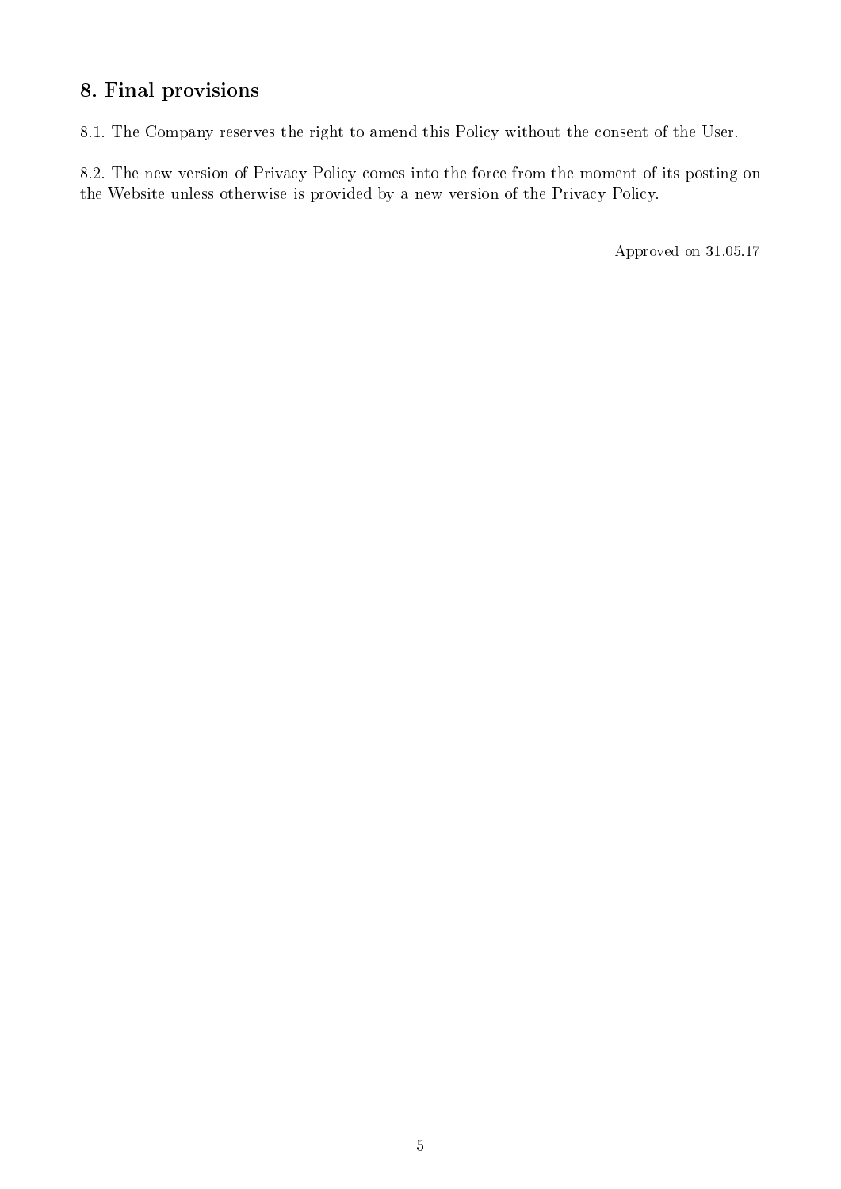## 8. Final provisions

8.1. The Company reserves the right to amend this Policy without the consent of the User.

8.2. The new version of Privacy Policy comes into the force from the moment of its posting on the Website unless otherwise is provided by a new version of the Privacy Policy.

Approved on 31.05.17